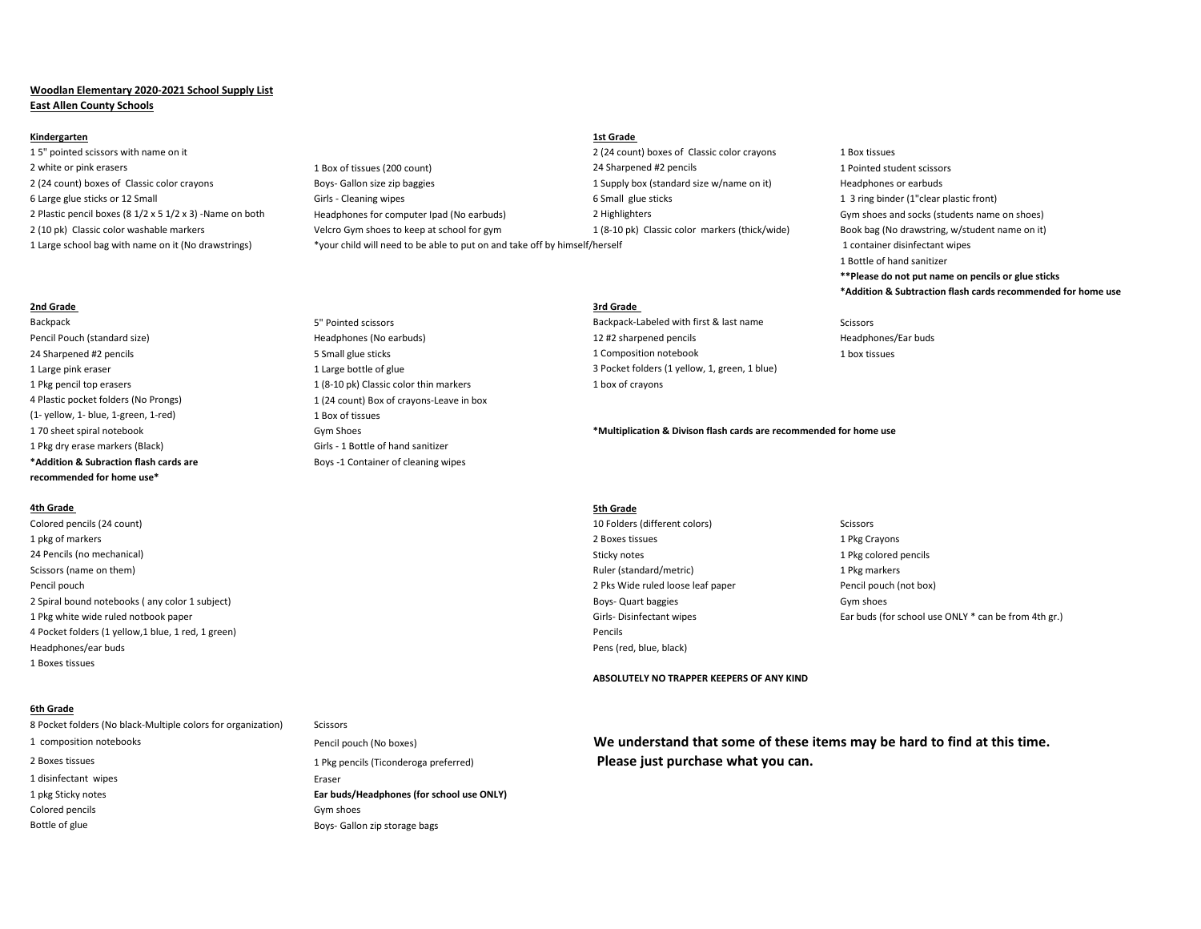**Woodlan Elementary 2020-2021 School Supply List**

**East Allen County Schools**

## Kindergarten

1 5" pointed scissors with name on it

2 white or pink erasers

2 (24 count) boxes of Classic color crayons

6 Large glue sticks or 12 Small

2 Plastic pencil boxes (8 1/2 x 5 1/2 x 3) -Name on both

2 (10 pk) Classic color washable markers

1 Large school bag with name on it (No drawstrings)

1 Box of tissues (200 count)

Boys- Gallon size zip baggies

Girls - Cleaning wipes

Headphones for computer Ipad (No earbuds)

Velcro Gym shoes to keep at school for gym

*your child will need to be able to put on and take off by himself/herself

## 1st Grade

2 (24 count) boxes of Classic color crayons

24 Sharpened #2 pencils

1 Supply box (standard size w/name on it)

6 Small glue sticks

2 Highlighters

1 (8-10 pk) Classic color markers (thick/wide)

1 Box tissues

1 Pointed student scissors

Headphones or earbuds

1 3 ring binder (1"clear plastic front)

Gym shoes and socks (students name on shoes)

Book bag (No drawstring, w/student name on it)

1 container disinfectant wipes

1 Bottle of hand sanitizer

**\*\*Please do not put name on pencils or glue sticks**

**\*Addition & Subtraction flash cards recommended for home use**

## 2nd Grade

Backpack

Pencil Pouch (standard size)

24 Sharpened #2 pencils

1 Large pink eraser

1 Pkg pencil top erasers

4 Plastic pocket folders (No Prongs)

(1- yellow, 1- blue, 1-green, 1-red)

1 70 sheet spiral notebook

1 Pkg dry erase markers (Black)

**\*Addition & Subraction flash cards are recommended for home use\***

5" Pointed scissors

Headphones (No earbuds)

5 Small glue sticks

1 Large bottle of glue

1 (8-10 pk) Classic color thin markers

1 (24 count) Box of crayons-Leave in box

1 Box of tissues

Gym Shoes

Girls - 1 Bottle of hand sanitizer

Boys -1 Container of cleaning wipes

## 3rd Grade

Backpack-Labeled with first & last name

12 #2 sharpened pencils

1 Composition notebook

3 Pocket folders (1 yellow, 1, green, 1 blue)

1 box of crayons

Scissors

Headphones/Ear buds

1 box tissues

**\*Multiplication & Divison flash cards are recommended for home use**

## 4th Grade

Colored pencils (24 count)

1 pkg of markers

24 Pencils (no mechanical)

Scissors (name on them)

Pencil pouch

2 Spiral bound notebooks ( any color 1 subject)

1 Pkg white wide ruled notbook paper

4 Pocket folders (1 yellow,1 blue, 1 red, 1 green)

Headphones/ear buds

1 Boxes tissues

## 5th Grade

10 Folders (different colors)

2 Boxes tissues

Sticky notes

Ruler (standard/metric)

2 Pks Wide ruled loose leaf paper

Boys- Quart baggies

Girls- Disinfectant wipes

Pencils

Pens (red, blue, black)

Scissors

1 Pkg Crayons

1 Pkg colored pencils

1 Pkg markers

Pencil pouch (not box)

Gym shoes

Ear buds (for school use ONLY * can be from 4th gr.)

**ABSOLUTELY NO TRAPPER KEEPERS OF ANY KIND**

## 6th Grade

8 Pocket folders (No black-Multiple colors for organization)

1 composition notebooks

2 Boxes tissues

1 disinfectant wipes

1 pkg Sticky notes

Colored pencils

Bottle of glue

Scissors

Pencil pouch (No boxes)

1 Pkg pencils (Ticonderoga preferred)

Eraser

**Ear buds/Headphones (for school use ONLY)**

Gym shoes

Boys- Gallon zip storage bags

**We understand that some of these items may be hard to find at this time. Please just purchase what you can.**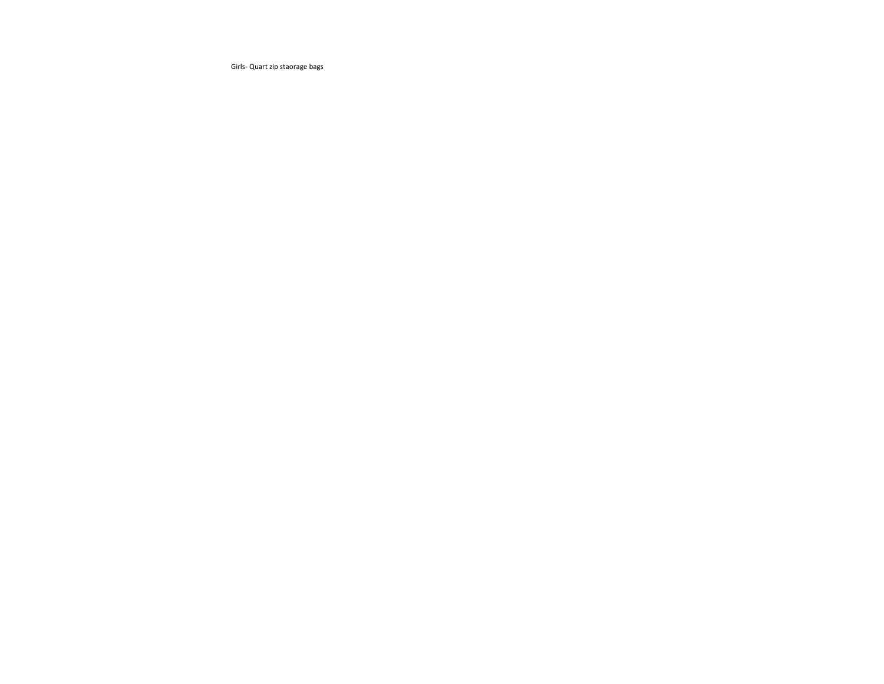Girls- Quart zip staorage bags